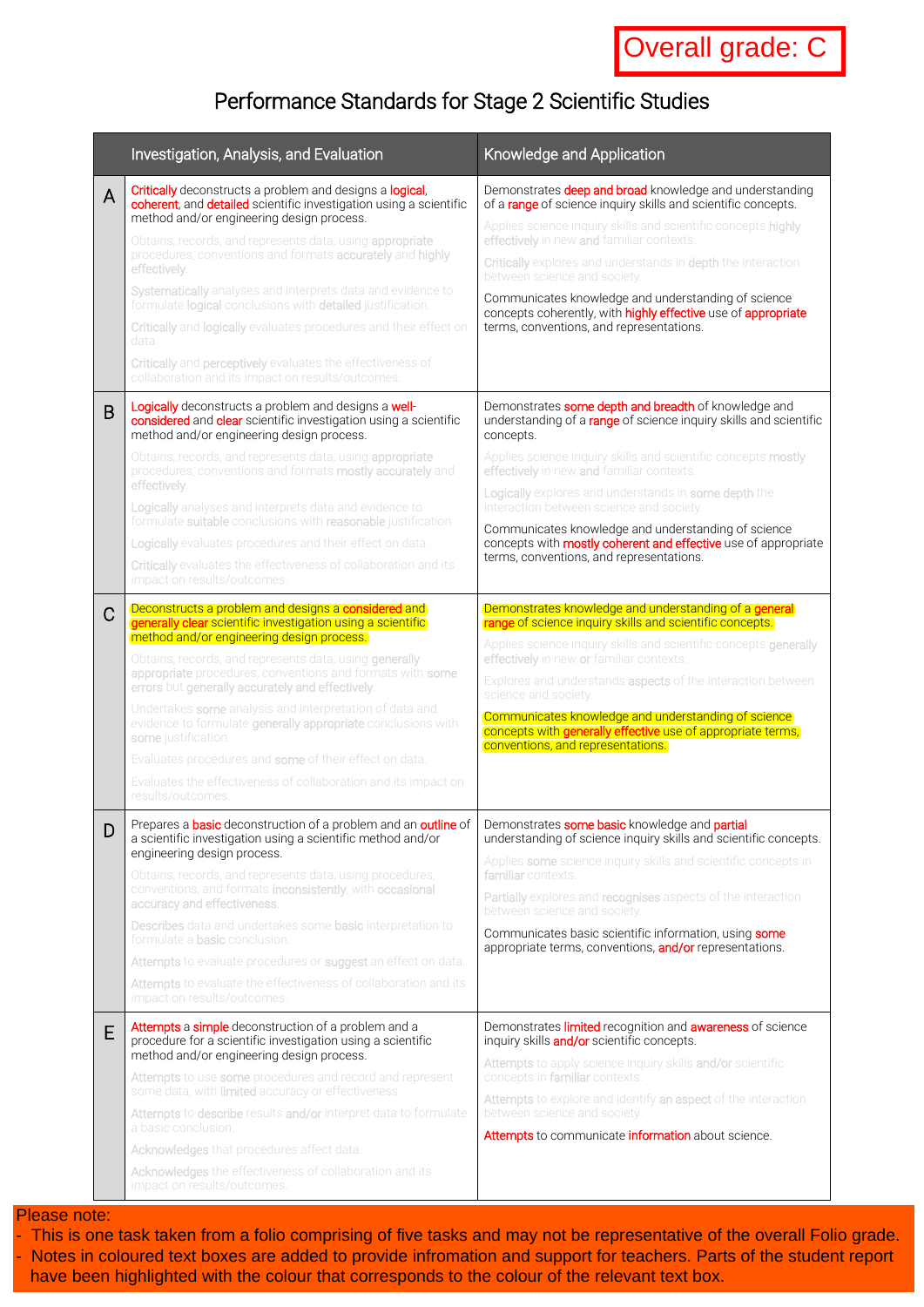**Overall grade: C**

# Performance Standards for Stage 2 Scientific Studies

| | Investigation, Analysis, and Evaluation | Knowledge and Application |
|---|---|---|
| A | Critically deconstructs a problem and designs a logical, coherent, and detailed scientific investigation using a scientific method and/or engineering design process.<br><br>Obtains, records, and represents data, using appropriate procedures, conventions and formats accurately and highly effectively.<br><br>Systematically analyses and interprets data and evidence to formulate logical conclusions with detailed justification.<br><br>Critically and logically evaluates procedures and their effect on data.<br><br>Critically and perceptively evaluates the effectiveness of collaboration and its impact on results/outcomes. | Demonstrates deep and broad knowledge and understanding of a range of science inquiry skills and scientific concepts.<br><br>Applies science inquiry skills and scientific concepts highly effectively in new and familiar contexts.<br><br>Critically explores and understands in depth the interaction between science and society.<br><br>Communicates knowledge and understanding of science concepts coherently, with highly effective use of appropriate terms, conventions, and representations. |
| B | Logically deconstructs a problem and designs a well-considered and clear scientific investigation using a scientific method and/or engineering design process.<br><br>Obtains, records, and represents data, using appropriate procedures, conventions and formats mostly accurately and effectively.<br><br>Logically analyses and interprets data and evidence to formulate suitable conclusions with reasonable justification.<br><br>Logically evaluates procedures and their effect on data.<br><br>Critically evaluates the effectiveness of collaboration and its impact on results/outcomes. | Demonstrates some depth and breadth of knowledge and understanding of a range of science inquiry skills and scientific concepts.<br><br>Applies science inquiry skills and scientific concepts mostly effectively in new and familiar contexts.<br><br>Logically explores and understands in some depth the interaction between science and society.<br><br>Communicates knowledge and understanding of science concepts with mostly coherent and effective use of appropriate terms, conventions, and representations. |
| C | Deconstructs a problem and designs a considered and generally clear scientific investigation using a scientific method and/or engineering design process.<br><br>Obtains, records, and represents data, using generally appropriate procedures, conventions and formats with some errors but generally accurately and effectively.<br><br>Undertakes some analysis and interpretation of data and evidence to formulate generally appropriate conclusions with some justification.<br><br>Evaluates procedures and some of their effect on data.<br><br>Evaluates the effectiveness of collaboration and its impact on results/outcomes. | Demonstrates knowledge and understanding of a general range of science inquiry skills and scientific concepts.<br><br>Applies science inquiry skills and scientific concepts generally effectively in new or familiar contexts.<br><br>Explores and understands aspects of the interaction between science and society.<br><br>Communicates knowledge and understanding of science concepts with generally effective use of appropriate terms, conventions, and representations. |
| D | Prepares a basic deconstruction of a problem and an outline of a scientific investigation using a scientific method and/or engineering design process.<br><br>Obtains, records, and represents data, using procedures, conventions, and formats inconsistently, with occasional accuracy and effectiveness.<br><br>Describes data and undertakes some basic interpretation to formulate a basic conclusion.<br><br>Attempts to evaluate procedures or suggest an effect on data.<br><br>Attempts to evaluate the effectiveness of collaboration and its impact on results/outcomes. | Demonstrates some basic knowledge and partial understanding of science inquiry skills and scientific concepts.<br><br>Applies some science inquiry skills and scientific concepts in familiar contexts.<br><br>Partially explores and recognises aspects of the interaction between science and society.<br><br>Communicates basic scientific information, using some appropriate terms, conventions, and/or representations. |
| E | Attempts a simple deconstruction of a problem and a procedure for a scientific investigation using a scientific method and/or engineering design process.<br><br>Attempts to use some procedures and record and represent some data, with limited accuracy or effectiveness.<br><br>Attempts to describe results and/or interpret data to formulate a basic conclusion.<br><br>Acknowledges that procedures affect data.<br><br>Acknowledges the effectiveness of collaboration and its impact on results/outcomes. | Demonstrates limited recognition and awareness of science inquiry skills and/or scientific concepts.<br><br>Attempts to apply science inquiry skills and/or scientific concepts in familiar contexts.<br><br>Attempts to explore and identify an aspect of the interaction between science and society.<br><br>Attempts to communicate information about science. |

Please note:
- This is one task taken from a folio comprising of five tasks and may not be representative of the overall Folio grade.
- Notes in coloured text boxes are added to provide infromation and support for teachers. Parts of the student report have been highlighted with the colour that corresponds to the colour of the relevant text box.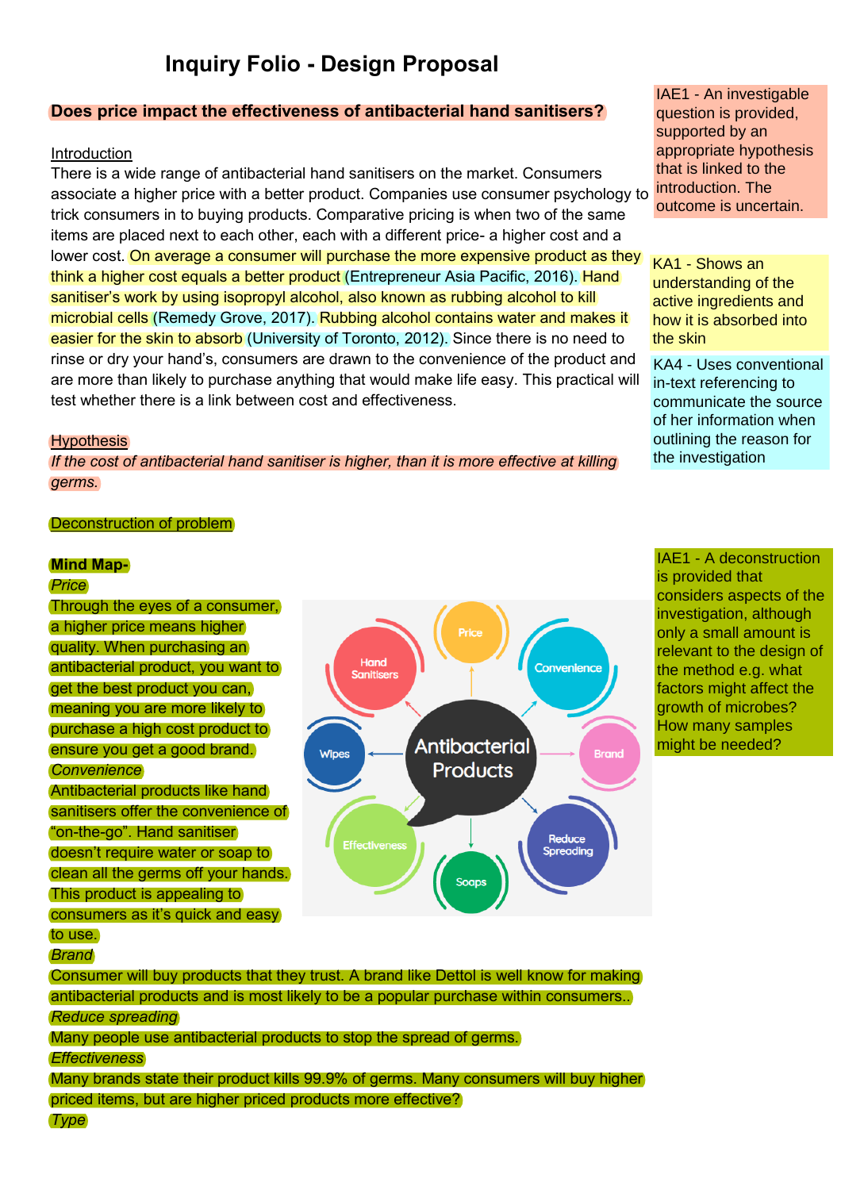# Inquiry Folio - Design Proposal

**Does price impact the effectiveness of antibacterial hand sanitisers?**

IAE1 - An investigable question is provided, supported by an appropriate hypothesis that is linked to the introduction. The outcome is uncertain.

Introduction

There is a wide range of antibacterial hand sanitisers on the market. Consumers associate a higher price with a better product. Companies use consumer psychology to trick consumers in to buying products. Comparative pricing is when two of the same items are placed next to each other, each with a different price- a higher cost and a lower cost. On average a consumer will purchase the more expensive product as they think a higher cost equals a better product (Entrepreneur Asia Pacific, 2016). Hand sanitiser's work by using isopropyl alcohol, also known as rubbing alcohol to kill microbial cells (Remedy Grove, 2017). Rubbing alcohol contains water and makes it easier for the skin to absorb (University of Toronto, 2012). Since there is no need to rinse or dry your hand's, consumers are drawn to the convenience of the product and are more than likely to purchase anything that would make life easy. This practical will test whether there is a link between cost and effectiveness.

KA1 - Shows an understanding of the active ingredients and how it is absorbed into the skin

KA4 - Uses conventional in-text referencing to communicate the source of her information when outlining the reason for the investigation

Hypothesis

*If the cost of antibacterial hand sanitiser is higher, than it is more effective at killing germs.*

Deconstruction of problem

IAE1 - A deconstruction is provided that considers aspects of the investigation, although only a small amount is relevant to the design of the method e.g. what factors might affect the growth of microbes? How many samples might be needed?

**Mind Map-**

Antibacterial Products: Price, Convenience, Brand, Reduce Spreading, Soaps, Effectiveness, Wipes, Hand Sanitisers

*Price*

Through the eyes of a consumer, a higher price means higher quality. When purchasing an antibacterial product, you want to get the best product you can, meaning you are more likely to purchase a high cost product to ensure you get a good brand.

*Convenience*

Antibacterial products like hand sanitisers offer the convenience of "on-the-go". Hand sanitiser doesn't require water or soap to clean all the germs off your hands. This product is appealing to consumers as it's quick and easy to use.

*Brand*

Consumer will buy products that they trust. A brand like Dettol is well know for making antibacterial products and is most likely to be a popular purchase within consumers..

*Reduce spreading*

Many people use antibacterial products to stop the spread of germs.

*Effectiveness*

Many brands state their product kills 99.9% of germs. Many consumers will buy higher priced items, but are higher priced products more effective?

*Type*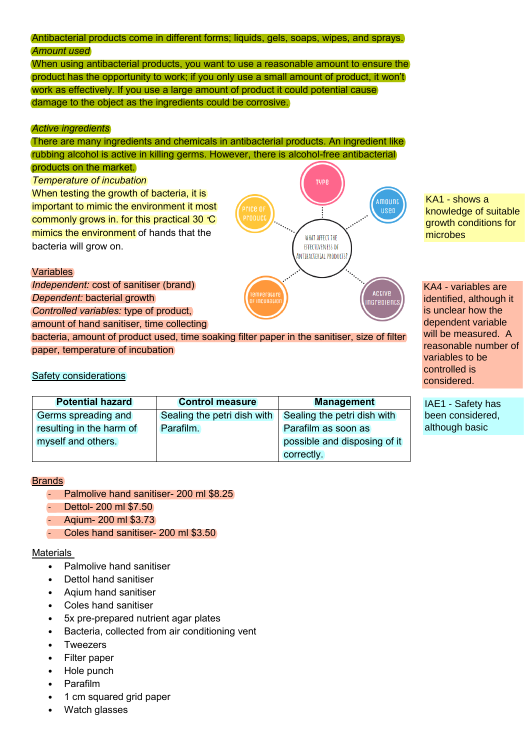Antibacterial products come in different forms; liquids, gels, soaps, wipes, and sprays.

*Amount used*

When using antibacterial products, you want to use a reasonable amount to ensure the product has the opportunity to work; if you only use a small amount of product, it won't work as effectively. If you use a large amount of product it could potential cause damage to the object as the ingredients could be corrosive.

*Active ingredients*

There are many ingredients and chemicals in antibacterial products. An ingredient like rubbing alcohol is active in killing germs. However, there is alcohol-free antibacterial products on the market.

*Temperature of incubation*

When testing the growth of bacteria, it is important to mimic the environment it most commonly grows in. for this practical 30 ℃ mimics the environment of hands that the bacteria will grow on.

WHAT AFFECT THE EFFECTIVENESS OF ANTIBACTERIAL PRODUCTS?

- Type
- Amount used
- Active ingredients
- Temperature of incubation
- Price of product

KA1 - shows a knowledge of suitable growth conditions for microbes

Variables

*Independent:* cost of sanitiser (brand)

*Dependent:* bacterial growth

*Controlled variables:* type of product, amount of hand sanitiser, time collecting bacteria, amount of product used, time soaking filter paper in the sanitiser, size of filter paper, temperature of incubation

KA4 - variables are identified, although it is unclear how the dependent variable will be measured. A reasonable number of variables to be controlled is considered.

Safety considerations

| Potential hazard | Control measure | Management |
|---|---|---|
| Germs spreading and resulting in the harm of myself and others. | Sealing the petri dish with Parafilm. | Sealing the petri dish with Parafilm as soon as possible and disposing of it correctly. |

IAE1 - Safety has been considered, although basic

Brands

- Palmolive hand sanitiser- 200 ml $8.25
- Dettol- 200 ml $7.50
- Aqium- 200 ml $3.73
- Coles hand sanitiser- 200 ml $3.50

Materials

- Palmolive hand sanitiser
- Dettol hand sanitiser
- Aqium hand sanitiser
- Coles hand sanitiser
- 5x pre-prepared nutrient agar plates
- Bacteria, collected from air conditioning vent
- Tweezers
- Filter paper
- Hole punch
- Parafilm
- 1 cm squared grid paper
- Watch glasses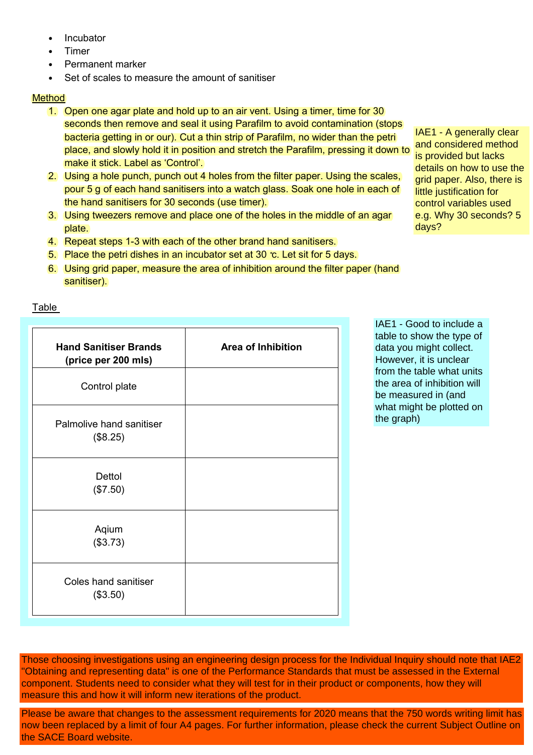- Incubator
- Timer
- Permanent marker
- Set of scales to measure the amount of sanitiser

Method

1. Open one agar plate and hold up to an air vent. Using a timer, time for 30 seconds then remove and seal it using Parafilm to avoid contamination (stops bacteria getting in or our). Cut a thin strip of Parafilm, no wider than the petri place, and slowly hold it in position and stretch the Parafilm, pressing it down to make it stick. Label as 'Control'.
2. Using a hole punch, punch out 4 holes from the filter paper. Using the scales, pour 5 g of each hand sanitisers into a watch glass. Soak one hole in each of the hand sanitisers for 30 seconds (use timer).
3. Using tweezers remove and place one of the holes in the middle of an agar plate.
4. Repeat steps 1-3 with each of the other brand hand sanitisers.
5. Place the petri dishes in an incubator set at 30 ℃. Let sit for 5 days.
6. Using grid paper, measure the area of inhibition around the filter paper (hand sanitiser).

IAE1 - A generally clear and considered method is provided but lacks details on how to use the grid paper. Also, there is little justification for control variables used e.g. Why 30 seconds? 5 days?

Table

| Hand Sanitiser Brands (price per 200 mls) | Area of Inhibition |
|---|---|
| Control plate | |
| Palmolive hand sanitiser ($8.25) | |
| Dettol ($7.50) | |
| Aqium ($3.73) | |
| Coles hand sanitiser ($3.50) | |

IAE1 - Good to include a table to show the type of data you might collect. However, it is unclear from the table what units the area of inhibition will be measured in (and what might be plotted on the graph)

Those choosing investigations using an engineering design process for the Individual Inquiry should note that IAE2 "Obtaining and representing data" is one of the Performance Standards that must be assessed in the External component. Students need to consider what they will test for in their product or components, how they will measure this and how it will inform new iterations of the product.

Please be aware that changes to the assessment requirements for 2020 means that the 750 words writing limit has now been replaced by a limit of four A4 pages. For further information, please check the current Subject Outline on the SACE Board website.